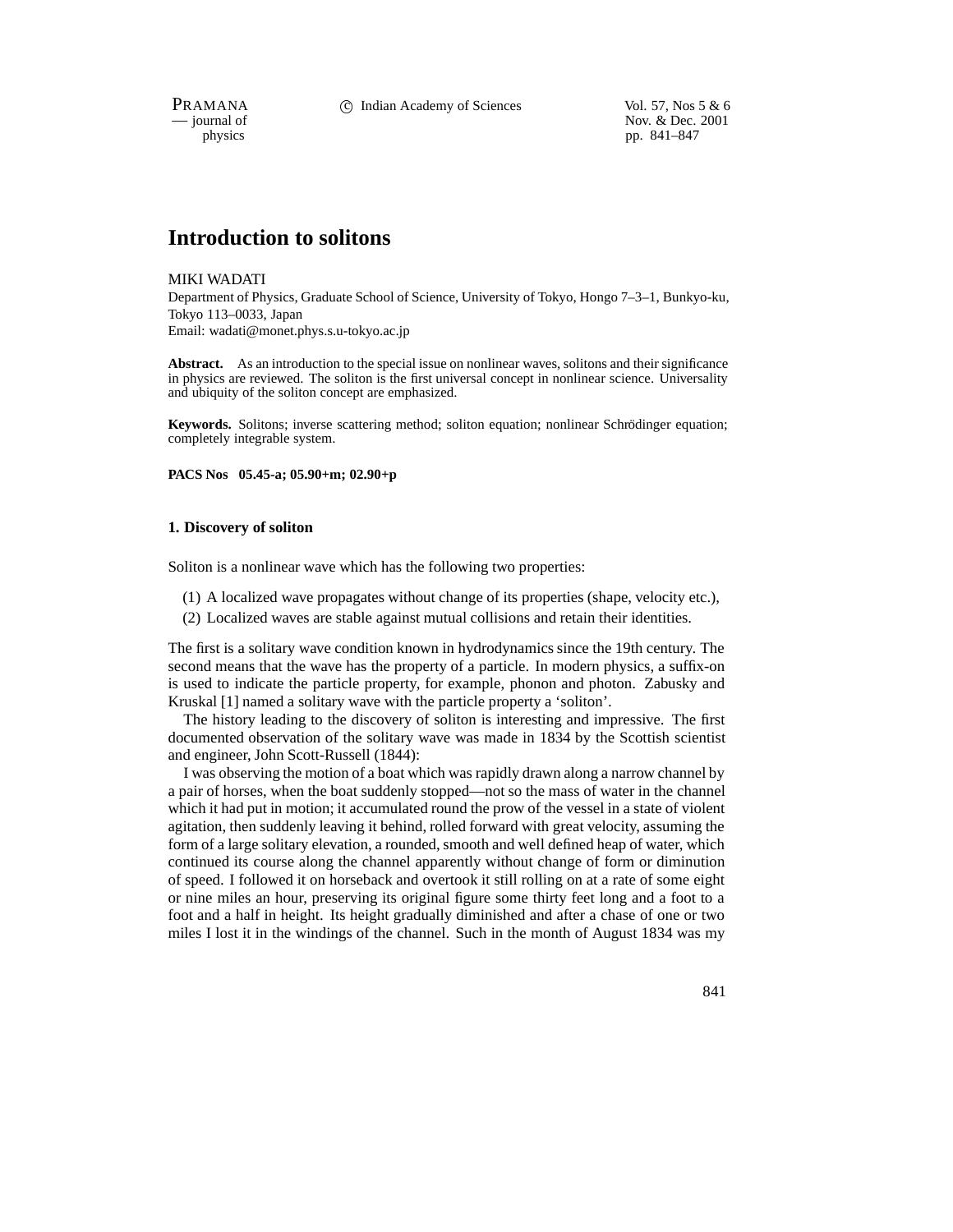# Introduction to solitons

MIKI WADATI

Department of Physics, Graduate School of Science, University of Tokyo, Hongo 7–3–1, Bunkyo-ku, Tokyo 113–0033, Japan
Email: wadati@monet.phys.s.u-tokyo.ac.jp

**Abstract.** As an introduction to the special issue on nonlinear waves, solitons and their significance in physics are reviewed. The soliton is the first universal concept in nonlinear science. Universality and ubiquity of the soliton concept are emphasized.

**Keywords.** Solitons; inverse scattering method; soliton equation; nonlinear Schrödinger equation; completely integrable system.

**PACS Nos 05.45-a; 05.90+m; 02.90+p**

## 1. Discovery of soliton

Soliton is a nonlinear wave which has the following two properties:

(1) A localized wave propagates without change of its properties (shape, velocity etc.),
(2) Localized waves are stable against mutual collisions and retain their identities.

The first is a solitary wave condition known in hydrodynamics since the 19th century. The second means that the wave has the property of a particle. In modern physics, a suffix-on is used to indicate the particle property, for example, phonon and photon. Zabusky and Kruskal [1] named a solitary wave with the particle property a 'soliton'.

The history leading to the discovery of soliton is interesting and impressive. The first documented observation of the solitary wave was made in 1834 by the Scottish scientist and engineer, John Scott-Russell (1844):

I was observing the motion of a boat which was rapidly drawn along a narrow channel by a pair of horses, when the boat suddenly stopped—not so the mass of water in the channel which it had put in motion; it accumulated round the prow of the vessel in a state of violent agitation, then suddenly leaving it behind, rolled forward with great velocity, assuming the form of a large solitary elevation, a rounded, smooth and well defined heap of water, which continued its course along the channel apparently without change of form or diminution of speed. I followed it on horseback and overtook it still rolling on at a rate of some eight or nine miles an hour, preserving its original figure some thirty feet long and a foot to a foot and a half in height. Its height gradually diminished and after a chase of one or two miles I lost it in the windings of the channel. Such in the month of August 1834 was my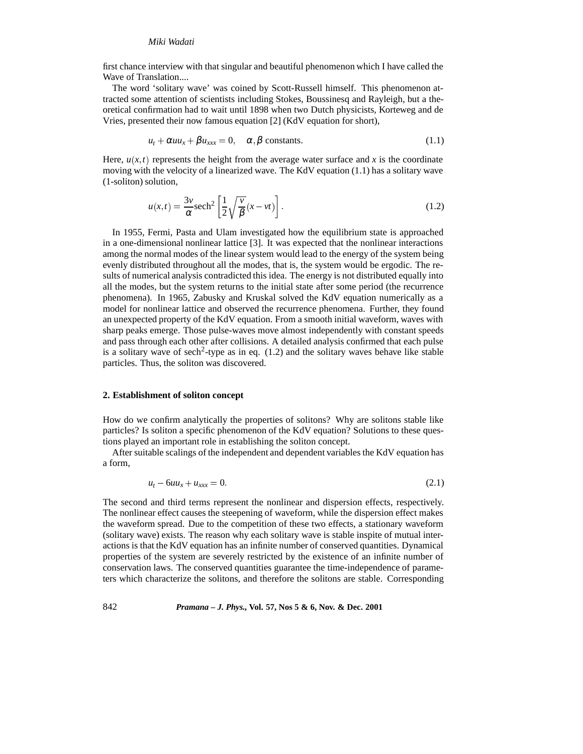first chance interview with that singular and beautiful phenomenon which I have called the Wave of Translation....

The word 'solitary wave' was coined by Scott-Russell himself. This phenomenon attracted some attention of scientists including Stokes, Boussinesq and Rayleigh, but a theoretical confirmation had to wait until 1898 when two Dutch physicists, Korteweg and de Vries, presented their now famous equation [2] (KdV equation for short),

$$u_t + \alpha u u_x + \beta u_{xxx} = 0, \quad \alpha, \beta \text{ constants.} \tag{1.1}$$

Here, $u(x,t)$ represents the height from the average water surface and $x$ is the coordinate moving with the velocity of a linearized wave. The KdV equation (1.1) has a solitary wave (1-soliton) solution,

$$u(x,t) = \frac{3v}{\alpha}\operatorname{sech}^2\left[\frac{1}{2}\sqrt{\frac{v}{\beta}}(x - vt)\right]. \tag{1.2}$$

In 1955, Fermi, Pasta and Ulam investigated how the equilibrium state is approached in a one-dimensional nonlinear lattice [3]. It was expected that the nonlinear interactions among the normal modes of the linear system would lead to the energy of the system being evenly distributed throughout all the modes, that is, the system would be ergodic. The results of numerical analysis contradicted this idea. The energy is not distributed equally into all the modes, but the system returns to the initial state after some period (the recurrence phenomena). In 1965, Zabusky and Kruskal solved the KdV equation numerically as a model for nonlinear lattice and observed the recurrence phenomena. Further, they found an unexpected property of the KdV equation. From a smooth initial waveform, waves with sharp peaks emerge. Those pulse-waves move almost independently with constant speeds and pass through each other after collisions. A detailed analysis confirmed that each pulse is a solitary wave of $\operatorname{sech}^2$-type as in eq. (1.2) and the solitary waves behave like stable particles. Thus, the soliton was discovered.

## 2. Establishment of soliton concept

How do we confirm analytically the properties of solitons? Why are solitons stable like particles? Is soliton a specific phenomenon of the KdV equation? Solutions to these questions played an important role in establishing the soliton concept.

After suitable scalings of the independent and dependent variables the KdV equation has a form,

$$u_t - 6uu_x + u_{xxx} = 0. \tag{2.1}$$

The second and third terms represent the nonlinear and dispersion effects, respectively. The nonlinear effect causes the steepening of waveform, while the dispersion effect makes the waveform spread. Due to the competition of these two effects, a stationary waveform (solitary wave) exists. The reason why each solitary wave is stable inspite of mutual interactions is that the KdV equation has an infinite number of conserved quantities. Dynamical properties of the system are severely restricted by the existence of an infinite number of conservation laws. The conserved quantities guarantee the time-independence of parameters which characterize the solitons, and therefore the solitons are stable. Corresponding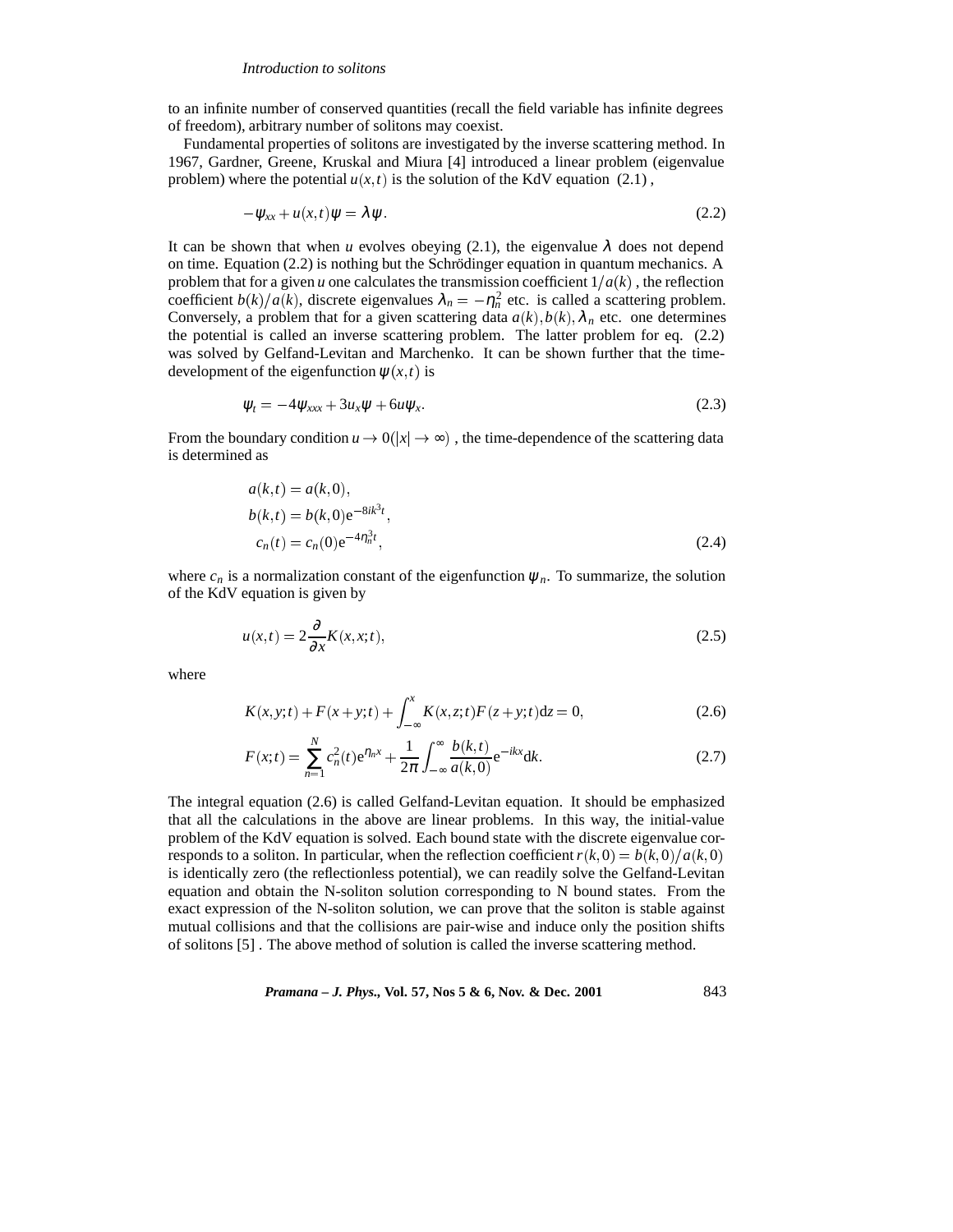to an infinite number of conserved quantities (recall the field variable has infinite degrees of freedom), arbitrary number of solitons may coexist.

Fundamental properties of solitons are investigated by the inverse scattering method. In 1967, Gardner, Greene, Kruskal and Miura [4] introduced a linear problem (eigenvalue problem) where the potential $u(x,t)$ is the solution of the KdV equation (2.1) ,

$$-\psi_{xx} + u(x,t)\psi = \lambda\psi. \tag{2.2}$$

It can be shown that when $u$ evolves obeying (2.1), the eigenvalue $\lambda$ does not depend on time. Equation (2.2) is nothing but the Schrödinger equation in quantum mechanics. A problem that for a given $u$ one calculates the transmission coefficient $1/a(k)$ , the reflection coefficient $b(k)/a(k)$, discrete eigenvalues $\lambda_n = -\eta_n^2$ etc. is called a scattering problem. Conversely, a problem that for a given scattering data $a(k), b(k), \lambda_n$ etc. one determines the potential is called an inverse scattering problem. The latter problem for eq. (2.2) was solved by Gelfand-Levitan and Marchenko. It can be shown further that the time-development of the eigenfunction $\psi(x,t)$ is

$$\psi_t = -4\psi_{xxx} + 3u_x\psi + 6u\psi_x. \tag{2.3}$$

From the boundary condition $u \to 0(|x| \to \infty)$ , the time-dependence of the scattering data is determined as

$$\begin{aligned} a(k,t) &= a(k,0), \\ b(k,t) &= b(k,0)\mathrm{e}^{-8ik^3t}, \\ c_n(t) &= c_n(0)\mathrm{e}^{-4\eta_n^3 t}, \end{aligned} \tag{2.4}$$

where $c_n$ is a normalization constant of the eigenfunction $\psi_n$. To summarize, the solution of the KdV equation is given by

$$u(x,t) = 2\frac{\partial}{\partial x}K(x,x;t), \tag{2.5}$$

where

$$K(x,y;t) + F(x+y;t) + \int_{-\infty}^{x} K(x,z;t)F(z+y;t)\mathrm{d}z = 0, \tag{2.6}$$

$$F(x;t) = \sum_{n=1}^{N} c_n^2(t)\mathrm{e}^{\eta_n x} + \frac{1}{2\pi}\int_{-\infty}^{\infty} \frac{b(k,t)}{a(k,0)}\mathrm{e}^{-ikx}\mathrm{d}k. \tag{2.7}$$

The integral equation (2.6) is called Gelfand-Levitan equation. It should be emphasized that all the calculations in the above are linear problems. In this way, the initial-value problem of the KdV equation is solved. Each bound state with the discrete eigenvalue corresponds to a soliton. In particular, when the reflection coefficient $r(k,0) = b(k,0)/a(k,0)$ is identically zero (the reflectionless potential), we can readily solve the Gelfand-Levitan equation and obtain the N-soliton solution corresponding to N bound states. From the exact expression of the N-soliton solution, we can prove that the soliton is stable against mutual collisions and that the collisions are pair-wise and induce only the position shifts of solitons [5] . The above method of solution is called the inverse scattering method.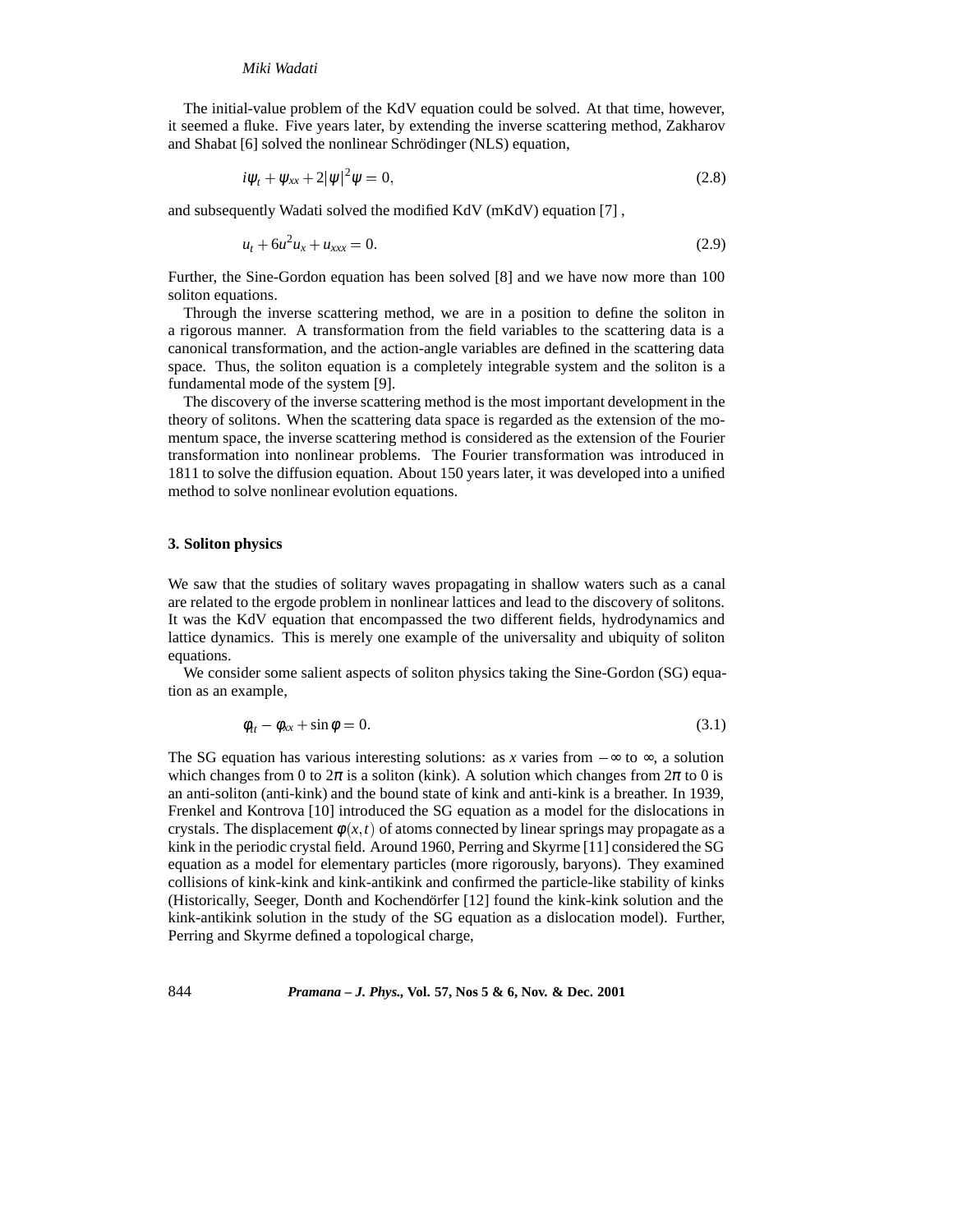The initial-value problem of the KdV equation could be solved. At that time, however, it seemed a fluke. Five years later, by extending the inverse scattering method, Zakharov and Shabat [6] solved the nonlinear Schrödinger (NLS) equation,

$$i\psi_t + \psi_{xx} + 2|\psi|^2\psi = 0, \tag{2.8}$$

and subsequently Wadati solved the modified KdV (mKdV) equation [7] ,

$$u_t + 6u^2 u_x + u_{xxx} = 0. \tag{2.9}$$

Further, the Sine-Gordon equation has been solved [8] and we have now more than 100 soliton equations.

Through the inverse scattering method, we are in a position to define the soliton in a rigorous manner. A transformation from the field variables to the scattering data is a canonical transformation, and the action-angle variables are defined in the scattering data space. Thus, the soliton equation is a completely integrable system and the soliton is a fundamental mode of the system [9].

The discovery of the inverse scattering method is the most important development in the theory of solitons. When the scattering data space is regarded as the extension of the momentum space, the inverse scattering method is considered as the extension of the Fourier transformation into nonlinear problems. The Fourier transformation was introduced in 1811 to solve the diffusion equation. About 150 years later, it was developed into a unified method to solve nonlinear evolution equations.

### 3. Soliton physics

We saw that the studies of solitary waves propagating in shallow waters such as a canal are related to the ergode problem in nonlinear lattices and lead to the discovery of solitons. It was the KdV equation that encompassed the two different fields, hydrodynamics and lattice dynamics. This is merely one example of the universality and ubiquity of soliton equations.

We consider some salient aspects of soliton physics taking the Sine-Gordon (SG) equation as an example,

$$\phi_{tt} - \phi_{xx} + \sin\phi = 0. \tag{3.1}$$

The SG equation has various interesting solutions: as $x$ varies from $-\infty$ to $\infty$, a solution which changes from 0 to $2\pi$ is a soliton (kink). A solution which changes from $2\pi$ to 0 is an anti-soliton (anti-kink) and the bound state of kink and anti-kink is a breather. In 1939, Frenkel and Kontrova [10] introduced the SG equation as a model for the dislocations in crystals. The displacement $\phi(x,t)$ of atoms connected by linear springs may propagate as a kink in the periodic crystal field. Around 1960, Perring and Skyrme [11] considered the SG equation as a model for elementary particles (more rigorously, baryons). They examined collisions of kink-kink and kink-antikink and confirmed the particle-like stability of kinks (Historically, Seeger, Donth and Kochendörfer [12] found the kink-kink solution and the kink-antikink solution in the study of the SG equation as a dislocation model). Further, Perring and Skyrme defined a topological charge,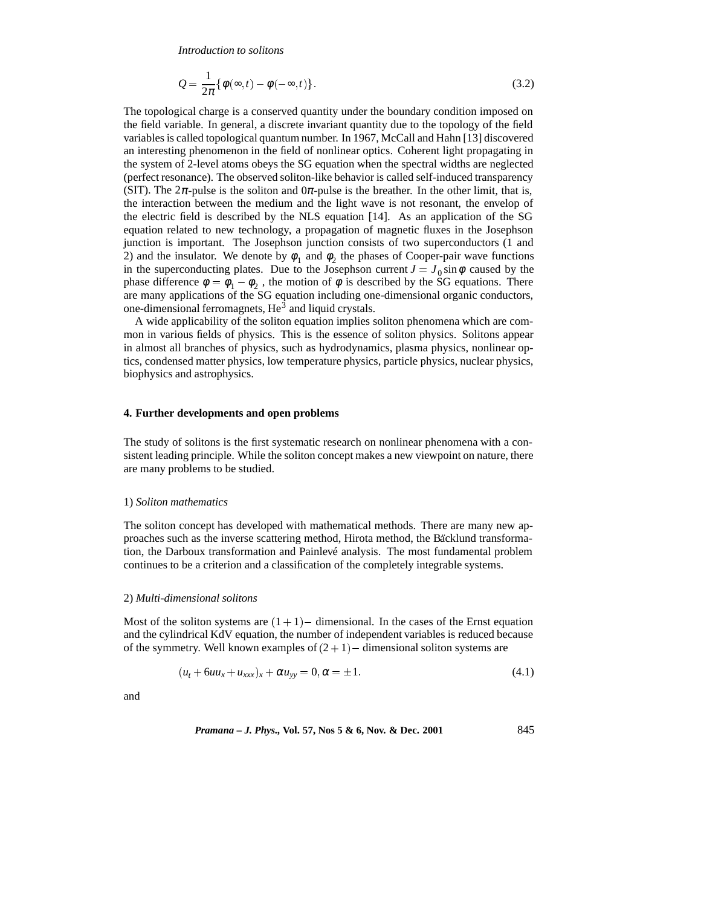$$Q = \frac{1}{2\pi}\{\phi(\infty,t) - \phi(-\infty,t)\}. \tag{3.2}$$

The topological charge is a conserved quantity under the boundary condition imposed on the field variable. In general, a discrete invariant quantity due to the topology of the field variables is called topological quantum number. In 1967, McCall and Hahn [13] discovered an interesting phenomenon in the field of nonlinear optics. Coherent light propagating in the system of 2-level atoms obeys the SG equation when the spectral widths are neglected (perfect resonance). The observed soliton-like behavior is called self-induced transparency (SIT). The $2\pi$-pulse is the soliton and $0\pi$-pulse is the breather. In the other limit, that is, the interaction between the medium and the light wave is not resonant, the envelop of the electric field is described by the NLS equation [14]. As an application of the SG equation related to new technology, a propagation of magnetic fluxes in the Josephson junction is important. The Josephson junction consists of two superconductors (1 and 2) and the insulator. We denote by $\phi_1$ and $\phi_2$ the phases of Cooper-pair wave functions in the superconducting plates. Due to the Josephson current $J = J_0 \sin\phi$ caused by the phase difference $\phi = \phi_1 - \phi_2$ , the motion of $\phi$ is described by the SG equations. There are many applications of the SG equation including one-dimensional organic conductors, one-dimensional ferromagnets, $He^3$ and liquid crystals.

A wide applicability of the soliton equation implies soliton phenomena which are common in various fields of physics. This is the essence of soliton physics. Solitons appear in almost all branches of physics, such as hydrodynamics, plasma physics, nonlinear optics, condensed matter physics, low temperature physics, particle physics, nuclear physics, biophysics and astrophysics.

## 4. Further developments and open problems

The study of solitons is the first systematic research on nonlinear phenomena with a consistent leading principle. While the soliton concept makes a new viewpoint on nature, there are many problems to be studied.

1) *Soliton mathematics*

The soliton concept has developed with mathematical methods. There are many new approaches such as the inverse scattering method, Hirota method, the Bäcklund transformation, the Darboux transformation and Painlevé analysis. The most fundamental problem continues to be a criterion and a classification of the completely integrable systems.

2) *Multi-dimensional solitons*

Most of the soliton systems are $(1+1)-$ dimensional. In the cases of the Ernst equation and the cylindrical KdV equation, the number of independent variables is reduced because of the symmetry. Well known examples of $(2+1)-$ dimensional soliton systems are

$$(u_t + 6uu_x + u_{xxx})_x + \alpha u_{yy} = 0, \alpha = \pm 1. \tag{4.1}$$

and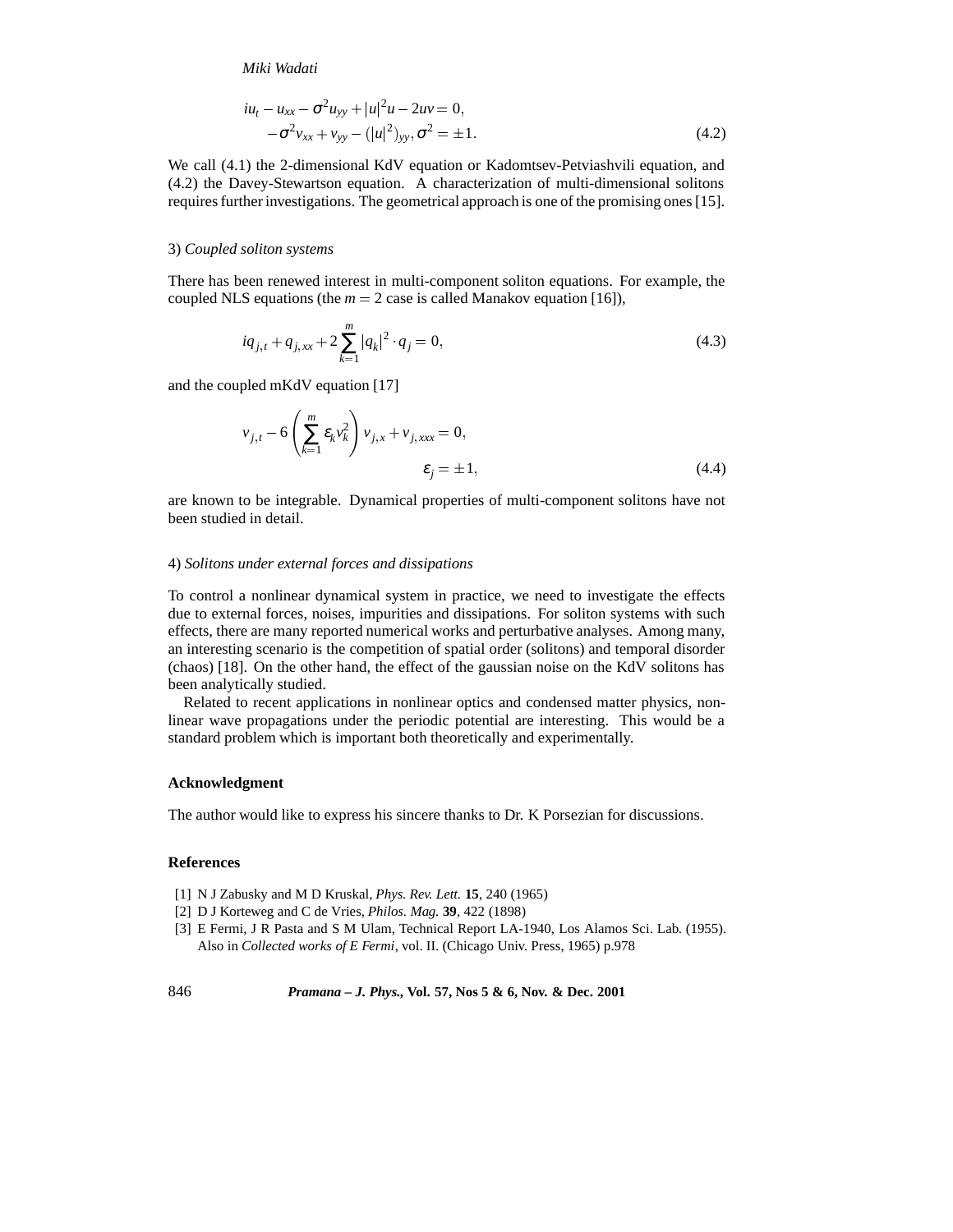$$
\begin{aligned}
&iu_t - u_{xx} - \sigma^2 u_{yy} + |u|^2 u - 2uv = 0, \\
&\quad -\sigma^2 v_{xx} + v_{yy} - (|u|^2)_{yy}, \sigma^2 = \pm 1.
\end{aligned}
\tag{4.2}
$$

We call (4.1) the 2-dimensional KdV equation or Kadomtsev-Petviashvili equation, and (4.2) the Davey-Stewartson equation. A characterization of multi-dimensional solitons requires further investigations. The geometrical approach is one of the promising ones [15].

3) *Coupled soliton systems*

There has been renewed interest in multi-component soliton equations. For example, the coupled NLS equations (the $m = 2$ case is called Manakov equation [16]),

$$
iq_{j,t} + q_{j,xx} + 2\sum_{k=1}^{m} |q_k|^2 \cdot q_j = 0, \tag{4.3}
$$

and the coupled mKdV equation [17]

$$
\begin{aligned}
&v_{j,t} - 6\left(\sum_{k=1}^{m} \varepsilon_k v_k^2\right) v_{j,x} + v_{j,xxx} = 0, \\
&\qquad\qquad\qquad\qquad\qquad \varepsilon_j = \pm 1,
\end{aligned}
\tag{4.4}
$$

are known to be integrable. Dynamical properties of multi-component solitons have not been studied in detail.

4) *Solitons under external forces and dissipations*

To control a nonlinear dynamical system in practice, we need to investigate the effects due to external forces, noises, impurities and dissipations. For soliton systems with such effects, there are many reported numerical works and perturbative analyses. Among many, an interesting scenario is the competition of spatial order (solitons) and temporal disorder (chaos) [18]. On the other hand, the effect of the gaussian noise on the KdV solitons has been analytically studied.

Related to recent applications in nonlinear optics and condensed matter physics, nonlinear wave propagations under the periodic potential are interesting. This would be a standard problem which is important both theoretically and experimentally.

### Acknowledgment

The author would like to express his sincere thanks to Dr. K Porsezian for discussions.

### References

[1] N J Zabusky and M D Kruskal, *Phys. Rev. Lett.* **15**, 240 (1965)

[2] D J Korteweg and C de Vries, *Philos. Mag.* **39**, 422 (1898)

[3] E Fermi, J R Pasta and S M Ulam, Technical Report LA-1940, Los Alamos Sci. Lab. (1955). Also in *Collected works of E Fermi*, vol. II. (Chicago Univ. Press, 1965) p.978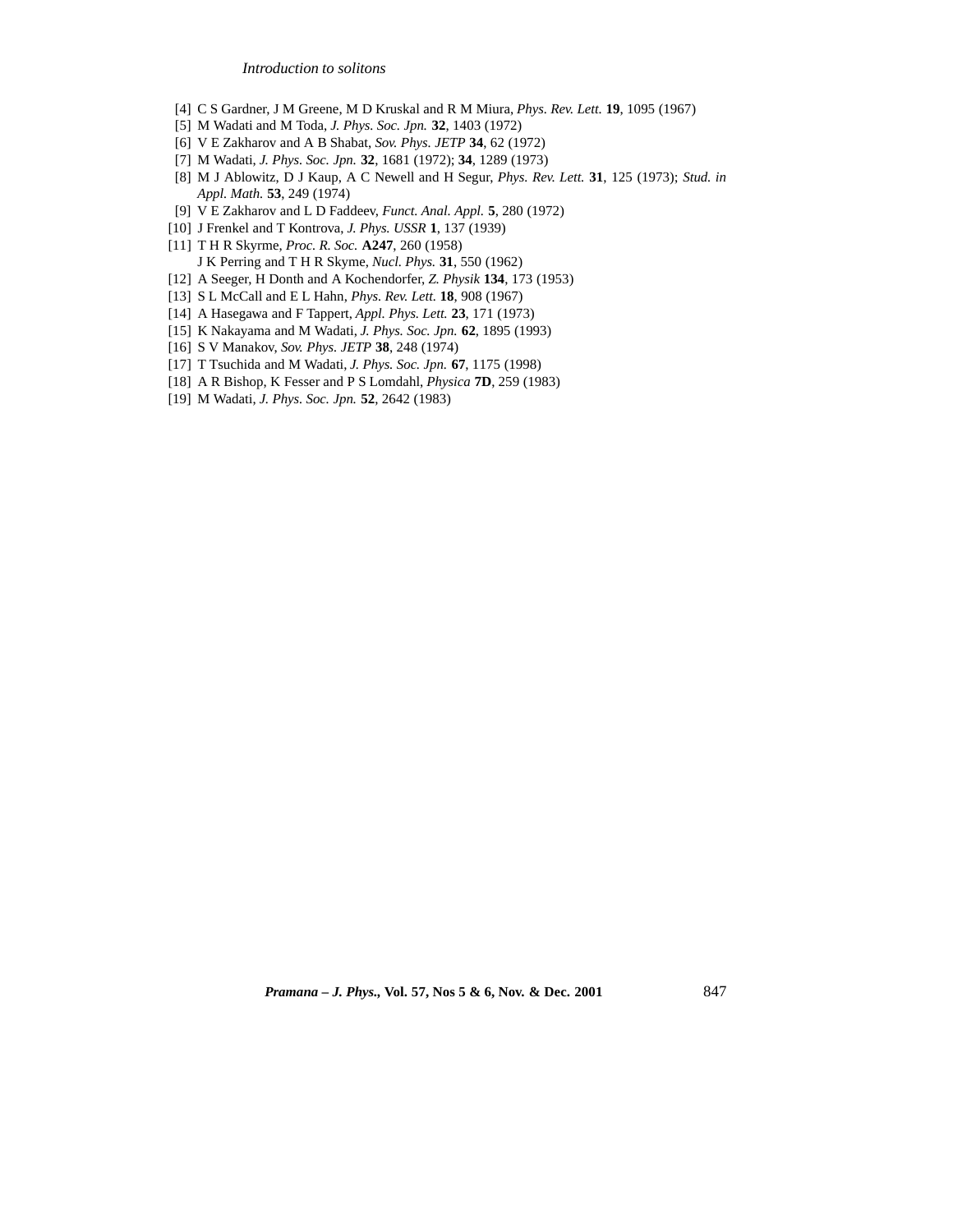[4] C S Gardner, J M Greene, M D Kruskal and R M Miura, *Phys. Rev. Lett.* **19**, 1095 (1967)
[5] M Wadati and M Toda, *J. Phys. Soc. Jpn.* **32**, 1403 (1972)
[6] V E Zakharov and A B Shabat, *Sov. Phys. JETP* **34**, 62 (1972)
[7] M Wadati, *J. Phys. Soc. Jpn.* **32**, 1681 (1972); **34**, 1289 (1973)
[8] M J Ablowitz, D J Kaup, A C Newell and H Segur, *Phys. Rev. Lett.* **31**, 125 (1973); *Stud. in Appl. Math.* **53**, 249 (1974)
[9] V E Zakharov and L D Faddeev, *Funct. Anal. Appl.* **5**, 280 (1972)
[10] J Frenkel and T Kontrova, *J. Phys. USSR* **1**, 137 (1939)
[11] T H R Skyrme, *Proc. R. Soc.* **A247**, 260 (1958)
J K Perring and T H R Skyme, *Nucl. Phys.* **31**, 550 (1962)
[12] A Seeger, H Donth and A Kochendorfer, *Z. Physik* **134**, 173 (1953)
[13] S L McCall and E L Hahn, *Phys. Rev. Lett.* **18**, 908 (1967)
[14] A Hasegawa and F Tappert, *Appl. Phys. Lett.* **23**, 171 (1973)
[15] K Nakayama and M Wadati, *J. Phys. Soc. Jpn.* **62**, 1895 (1993)
[16] S V Manakov, *Sov. Phys. JETP* **38**, 248 (1974)
[17] T Tsuchida and M Wadati, *J. Phys. Soc. Jpn.* **67**, 1175 (1998)
[18] A R Bishop, K Fesser and P S Lomdahl, *Physica* **7D**, 259 (1983)
[19] M Wadati, *J. Phys. Soc. Jpn.* **52**, 2642 (1983)